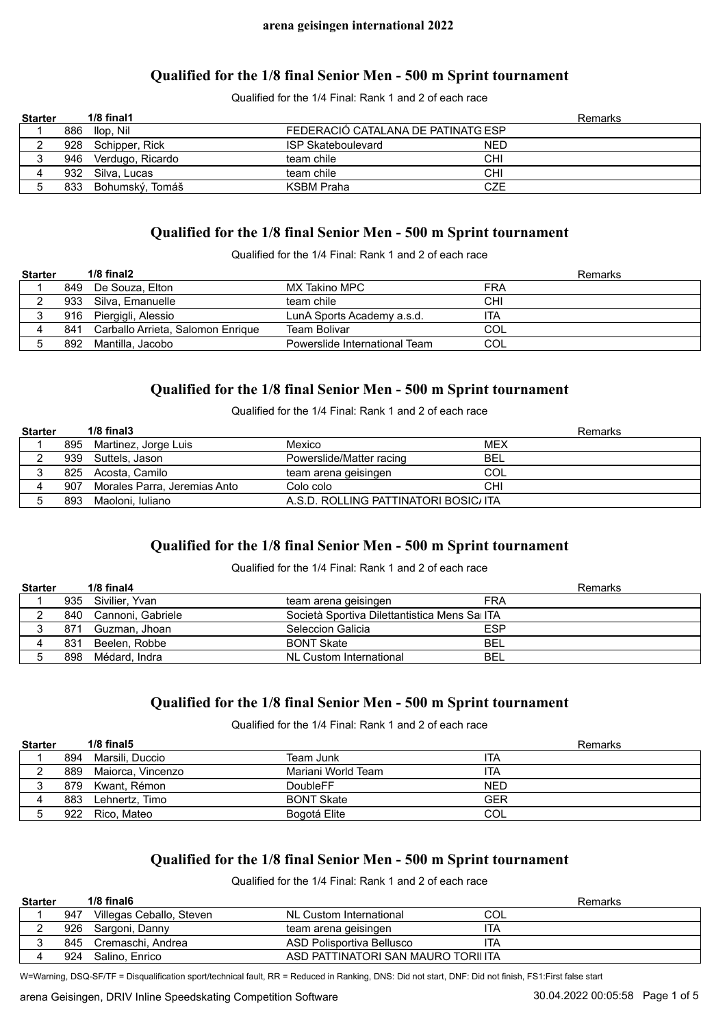**arena geisingen international 2022**

## Qualified for the 1/8 final Senior Men - 500 m Sprint tournament

Qualified for the 1/4 Final: Rank 1 and 2 of each race

| Starter | | 1/8 final1 | | | Remarks |
|---|---|---|---|---|---|
| 1 | 886 | Ilop, Nil | FEDERACIÓ CATALANA DE PATINATG | ESP | |
| 2 | 928 | Schipper, Rick | ISP Skateboulevard | NED | |
| 3 | 946 | Verdugo, Ricardo | team chile | CHI | |
| 4 | 932 | Silva, Lucas | team chile | CHI | |
| 5 | 833 | Bohumský, Tomáš | KSBM Praha | CZE | |

## Qualified for the 1/8 final Senior Men - 500 m Sprint tournament

Qualified for the 1/4 Final: Rank 1 and 2 of each race

| Starter | | 1/8 final2 | | | Remarks |
|---|---|---|---|---|---|
| 1 | 849 | De Souza, Elton | MX Takino MPC | FRA | |
| 2 | 933 | Silva, Emanuelle | team chile | CHI | |
| 3 | 916 | Piergigli, Alessio | LunA Sports Academy a.s.d. | ITA | |
| 4 | 841 | Carballo Arrieta, Salomon Enrique | Team Bolivar | COL | |
| 5 | 892 | Mantilla, Jacobo | Powerslide International Team | COL | |

## Qualified for the 1/8 final Senior Men - 500 m Sprint tournament

Qualified for the 1/4 Final: Rank 1 and 2 of each race

| Starter | | 1/8 final3 | | | Remarks |
|---|---|---|---|---|---|
| 1 | 895 | Martinez, Jorge Luis | Mexico | MEX | |
| 2 | 939 | Suttels, Jason | Powerslide/Matter racing | BEL | |
| 3 | 825 | Acosta, Camilo | team arena geisingen | COL | |
| 4 | 907 | Morales Parra, Jeremias Anto | Colo colo | CHI | |
| 5 | 893 | Maoloni, Iuliano | A.S.D. ROLLING PATTINATORI BOSIC/ | ITA | |

## Qualified for the 1/8 final Senior Men - 500 m Sprint tournament

Qualified for the 1/4 Final: Rank 1 and 2 of each race

| Starter | | 1/8 final4 | | | Remarks |
|---|---|---|---|---|---|
| 1 | 935 | Sivilier, Yvan | team arena geisingen | FRA | |
| 2 | 840 | Cannoni, Gabriele | Società Sportiva Dilettantistica Mens Sa | ITA | |
| 3 | 871 | Guzman, Jhoan | Seleccion Galicia | ESP | |
| 4 | 831 | Beelen, Robbe | BONT Skate | BEL | |
| 5 | 898 | Médard, Indra | NL Custom International | BEL | |

## Qualified for the 1/8 final Senior Men - 500 m Sprint tournament

Qualified for the 1/4 Final: Rank 1 and 2 of each race

| Starter | | 1/8 final5 | | | Remarks |
|---|---|---|---|---|---|
| 1 | 894 | Marsili, Duccio | Team Junk | ITA | |
| 2 | 889 | Maiorca, Vincenzo | Mariani World Team | ITA | |
| 3 | 879 | Kwant, Rémon | DoubleFF | NED | |
| 4 | 883 | Lehnertz, Timo | BONT Skate | GER | |
| 5 | 922 | Rico, Mateo | Bogotá Elite | COL | |

## Qualified for the 1/8 final Senior Men - 500 m Sprint tournament

Qualified for the 1/4 Final: Rank 1 and 2 of each race

| Starter | | 1/8 final6 | | | Remarks |
|---|---|---|---|---|---|
| 1 | 947 | Villegas Ceballo, Steven | NL Custom International | COL | |
| 2 | 926 | Sargoni, Danny | team arena geisingen | ITA | |
| 3 | 845 | Cremaschi, Andrea | ASD Polisportiva Bellusco | ITA | |
| 4 | 924 | Salino, Enrico | ASD PATTINATORI SAN MAURO TORII | ITA | |

W=Warning, DSQ-SF/TF = Disqualification sport/technical fault, RR = Reduced in Ranking, DNS: Did not start, DNF: Did not finish, FS1:First false start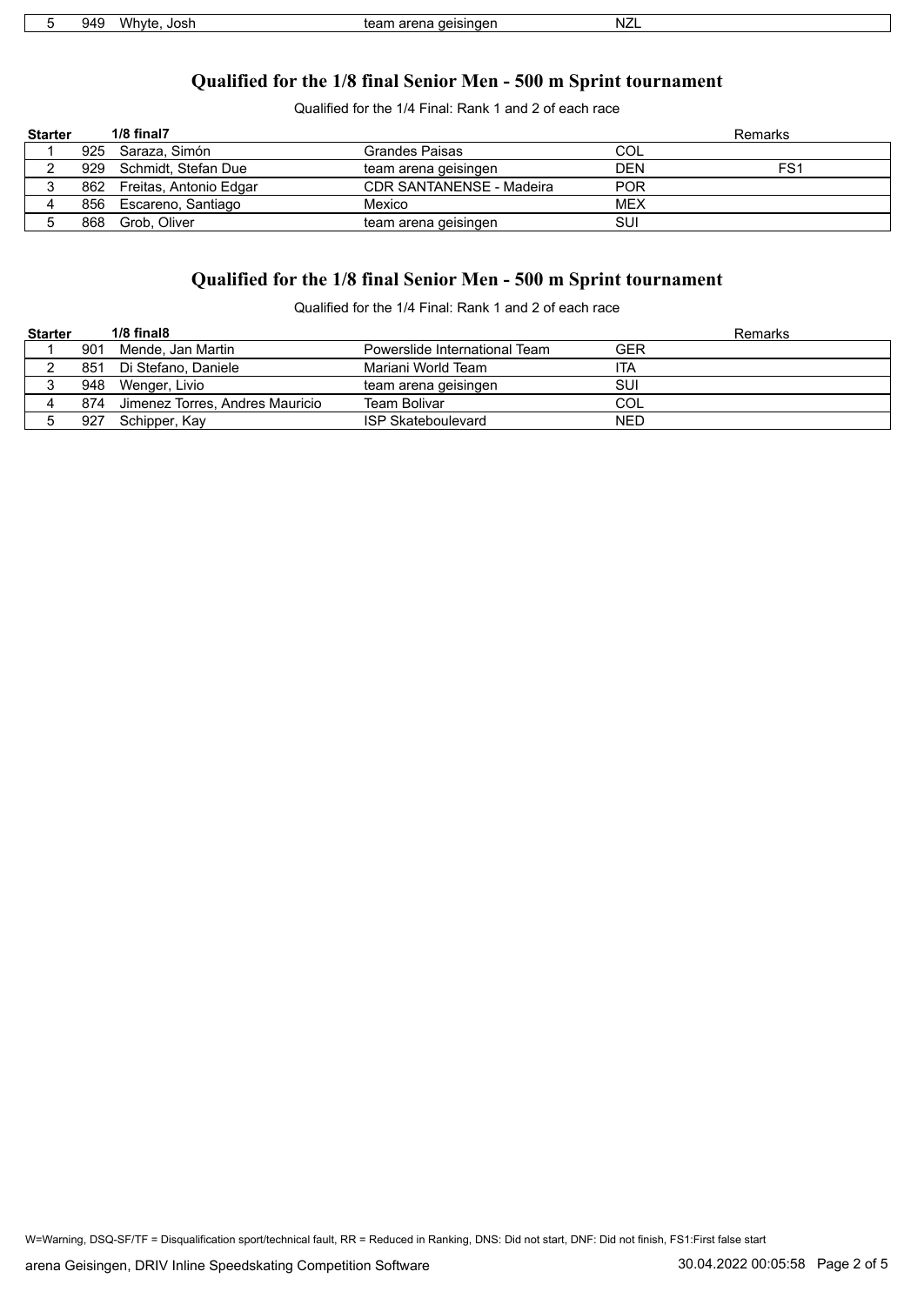| 5 | 949 | Whyte, Josh | team arena geisingen | NZL | |
|---|---|---|---|---|---|

## Qualified for the 1/8 final Senior Men - 500 m Sprint tournament

Qualified for the 1/4 Final: Rank 1 and 2 of each race

| Starter | | 1/8 final7 | | | Remarks |
|---|---|---|---|---|---|
| 1 | 925 | Saraza, Simón | Grandes Paisas | COL | |
| 2 | 929 | Schmidt, Stefan Due | team arena geisingen | DEN | FS1 |
| 3 | 862 | Freitas, Antonio Edgar | CDR SANTANENSE - Madeira | POR | |
| 4 | 856 | Escareno, Santiago | Mexico | MEX | |
| 5 | 868 | Grob, Oliver | team arena geisingen | SUI | |

## Qualified for the 1/8 final Senior Men - 500 m Sprint tournament

Qualified for the 1/4 Final: Rank 1 and 2 of each race

| Starter | | 1/8 final8 | | | Remarks |
|---|---|---|---|---|---|
| 1 | 901 | Mende, Jan Martin | Powerslide International Team | GER | |
| 2 | 851 | Di Stefano, Daniele | Mariani World Team | ITA | |
| 3 | 948 | Wenger, Livio | team arena geisingen | SUI | |
| 4 | 874 | Jimenez Torres, Andres Mauricio | Team Bolivar | COL | |
| 5 | 927 | Schipper, Kay | ISP Skateboulevard | NED | |

W=Warning, DSQ-SF/TF = Disqualification sport/technical fault, RR = Reduced in Ranking, DNS: Did not start, DNF: Did not finish, FS1:First false start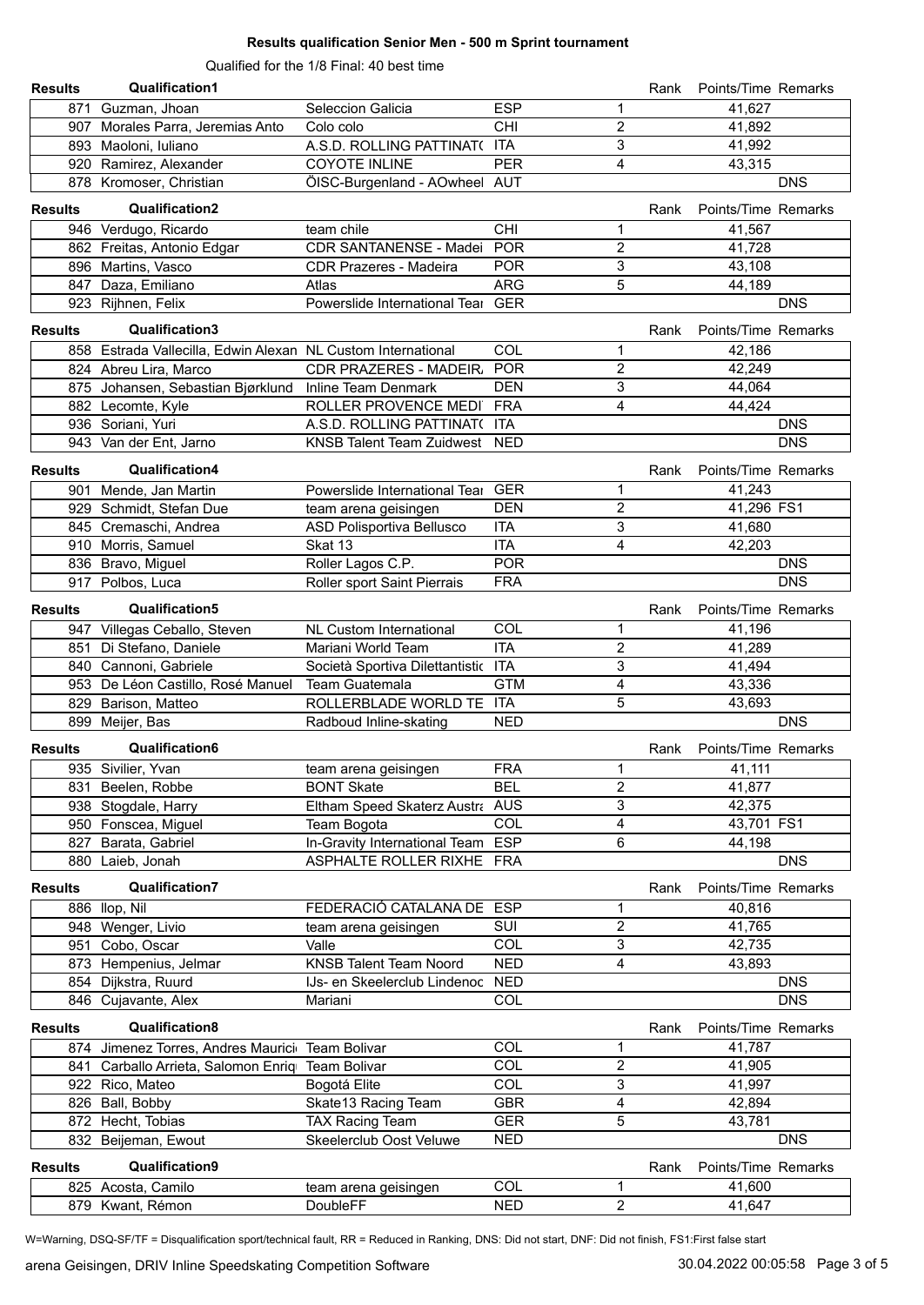# Results qualification Senior Men - 500 m Sprint tournament

Qualified for the 1/8 Final: 40 best time

## Qualification1

| No. | Name | Team | Nation | Rank | Points/Time | Remarks |
|---|---|---|---|---|---|---|
| 871 | Guzman, Jhoan | Seleccion Galicia | ESP | 1 | 41,627 | |
| 907 | Morales Parra, Jeremias Anto | Colo colo | CHI | 2 | 41,892 | |
| 893 | Maoloni, Iuliano | A.S.D. ROLLING PATTINAT( | ITA | 3 | 41,992 | |
| 920 | Ramirez, Alexander | COYOTE INLINE | PER | 4 | 43,315 | |
| 878 | Kromoser, Christian | ÖISC-Burgenland - AOwheel | AUT | | | DNS |

## Qualification2

| No. | Name | Team | Nation | Rank | Points/Time | Remarks |
|---|---|---|---|---|---|---|
| 946 | Verdugo, Ricardo | team chile | CHI | 1 | 41,567 | |
| 862 | Freitas, Antonio Edgar | CDR SANTANENSE - Madei | POR | 2 | 41,728 | |
| 896 | Martins, Vasco | CDR Prazeres - Madeira | POR | 3 | 43,108 | |
| 847 | Daza, Emiliano | Atlas | ARG | 5 | 44,189 | |
| 923 | Rijhnen, Felix | Powerslide International Tear | GER | | | DNS |

## Qualification3

| No. | Name | Team | Nation | Rank | Points/Time | Remarks |
|---|---|---|---|---|---|---|
| 858 | Estrada Vallecilla, Edwin Alexan | NL Custom International | COL | 1 | 42,186 | |
| 824 | Abreu Lira, Marco | CDR PRAZERES - MADEIR/ | POR | 2 | 42,249 | |
| 875 | Johansen, Sebastian Bjørklund | Inline Team Denmark | DEN | 3 | 44,064 | |
| 882 | Lecomte, Kyle | ROLLER PROVENCE MEDI | FRA | 4 | 44,424 | |
| 936 | Soriani, Yuri | A.S.D. ROLLING PATTINAT( | ITA | | | DNS |
| 943 | Van der Ent, Jarno | KNSB Talent Team Zuidwest | NED | | | DNS |

## Qualification4

| No. | Name | Team | Nation | Rank | Points/Time | Remarks |
|---|---|---|---|---|---|---|
| 901 | Mende, Jan Martin | Powerslide International Tear | GER | 1 | 41,243 | |
| 929 | Schmidt, Stefan Due | team arena geisingen | DEN | 2 | 41,296 | FS1 |
| 845 | Cremaschi, Andrea | ASD Polisportiva Bellusco | ITA | 3 | 41,680 | |
| 910 | Morris, Samuel | Skat 13 | ITA | 4 | 42,203 | |
| 836 | Bravo, Miguel | Roller Lagos C.P. | POR | | | DNS |
| 917 | Polbos, Luca | Roller sport Saint Pierrais | FRA | | | DNS |

## Qualification5

| No. | Name | Team | Nation | Rank | Points/Time | Remarks |
|---|---|---|---|---|---|---|
| 947 | Villegas Ceballo, Steven | NL Custom International | COL | 1 | 41,196 | |
| 851 | Di Stefano, Daniele | Mariani World Team | ITA | 2 | 41,289 | |
| 840 | Cannoni, Gabriele | Società Sportiva Dilettantistic | ITA | 3 | 41,494 | |
| 953 | De Léon Castillo, Rosé Manuel | Team Guatemala | GTM | 4 | 43,336 | |
| 829 | Barison, Matteo | ROLLERBLADE WORLD TE | ITA | 5 | 43,693 | |
| 899 | Meijer, Bas | Radboud Inline-skating | NED | | | DNS |

## Qualification6

| No. | Name | Team | Nation | Rank | Points/Time | Remarks |
|---|---|---|---|---|---|---|
| 935 | Sivilier, Yvan | team arena geisingen | FRA | 1 | 41,111 | |
| 831 | Beelen, Robbe | BONT Skate | BEL | 2 | 41,877 | |
| 938 | Stogdale, Harry | Eltham Speed Skaterz Austra | AUS | 3 | 42,375 | |
| 950 | Fonscea, Miguel | Team Bogota | COL | 4 | 43,701 | FS1 |
| 827 | Barata, Gabriel | In-Gravity International Team | ESP | 6 | 44,198 | |
| 880 | Laieb, Jonah | ASPHALTE ROLLER RIXHE | FRA | | | DNS |

## Qualification7

| No. | Name | Team | Nation | Rank | Points/Time | Remarks |
|---|---|---|---|---|---|---|
| 886 | llop, Nil | FEDERACIÓ CATALANA DE | ESP | 1 | 40,816 | |
| 948 | Wenger, Livio | team arena geisingen | SUI | 2 | 41,765 | |
| 951 | Cobo, Oscar | Valle | COL | 3 | 42,735 | |
| 873 | Hempenius, Jelmar | KNSB Talent Team Noord | NED | 4 | 43,893 | |
| 854 | Dijkstra, Ruurd | IJs- en Skeelerclub Lindenoc | NED | | | DNS |
| 846 | Cujavante, Alex | Mariani | COL | | | DNS |

## Qualification8

| No. | Name | Team | Nation | Rank | Points/Time | Remarks |
|---|---|---|---|---|---|---|
| 874 | Jimenez Torres, Andres Maurici | Team Bolivar | COL | 1 | 41,787 | |
| 841 | Carballo Arrieta, Salomon Enriq | Team Bolivar | COL | 2 | 41,905 | |
| 922 | Rico, Mateo | Bogotá Elite | COL | 3 | 41,997 | |
| 826 | Ball, Bobby | Skate13 Racing Team | GBR | 4 | 42,894 | |
| 872 | Hecht, Tobias | TAX Racing Team | GER | 5 | 43,781 | |
| 832 | Beijeman, Ewout | Skeelerclub Oost Veluwe | NED | | | DNS |

## Qualification9

| No. | Name | Team | Nation | Rank | Points/Time | Remarks |
|---|---|---|---|---|---|---|
| 825 | Acosta, Camilo | team arena geisingen | COL | 1 | 41,600 | |
| 879 | Kwant, Rémon | DoubleFF | NED | 2 | 41,647 | |

W=Warning, DSQ-SF/TF = Disqualification sport/technical fault, RR = Reduced in Ranking, DNS: Did not start, DNF: Did not finish, FS1:First false start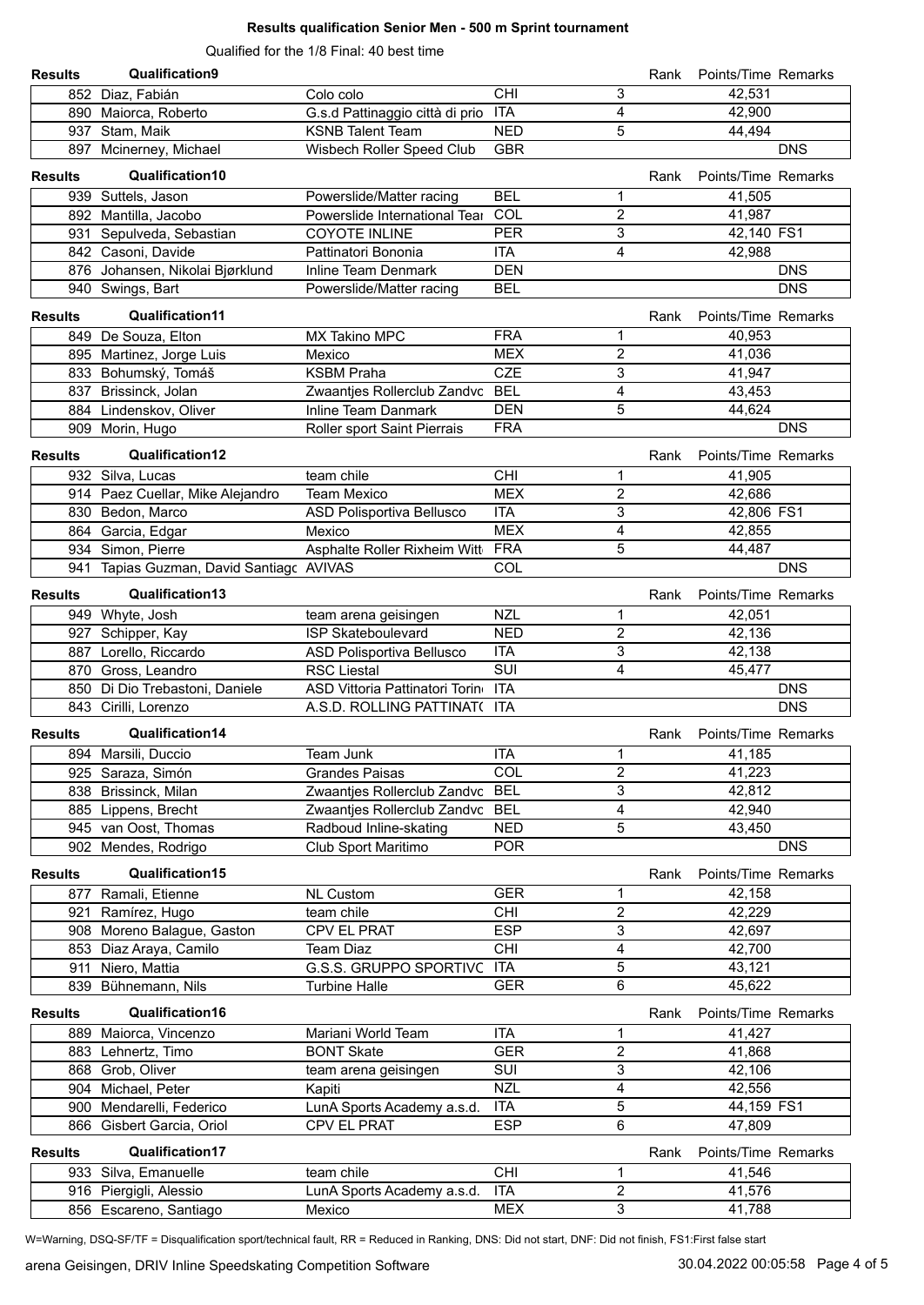**Results qualification Senior Men - 500 m Sprint tournament**

Qualified for the 1/8 Final: 40 best time

**Results — Qualification9**

| No. | Name | Club | Nation | Rank | Points/Time | Remarks |
|---|---|---|---|---|---|---|
| 852 | Diaz, Fabián | Colo colo | CHI | 3 | 42,531 | |
| 890 | Maiorca, Roberto | G.s.d Pattinaggio città di prio | ITA | 4 | 42,900 | |
| 937 | Stam, Maik | KSNB Talent Team | NED | 5 | 44,494 | |
| 897 | Mcinerney, Michael | Wisbech Roller Speed Club | GBR | | | DNS |

**Results — Qualification10**

| No. | Name | Club | Nation | Rank | Points/Time | Remarks |
|---|---|---|---|---|---|---|
| 939 | Suttels, Jason | Powerslide/Matter racing | BEL | 1 | 41,505 | |
| 892 | Mantilla, Jacobo | Powerslide International Tear | COL | 2 | 41,987 | |
| 931 | Sepulveda, Sebastian | COYOTE INLINE | PER | 3 | 42,140 | FS1 |
| 842 | Casoni, Davide | Pattinatori Bononia | ITA | 4 | 42,988 | |
| 876 | Johansen, Nikolai Bjørklund | Inline Team Denmark | DEN | | | DNS |
| 940 | Swings, Bart | Powerslide/Matter racing | BEL | | | DNS |

**Results — Qualification11**

| No. | Name | Club | Nation | Rank | Points/Time | Remarks |
|---|---|---|---|---|---|---|
| 849 | De Souza, Elton | MX Takino MPC | FRA | 1 | 40,953 | |
| 895 | Martinez, Jorge Luis | Mexico | MEX | 2 | 41,036 | |
| 833 | Bohumský, Tomáš | KSBM Praha | CZE | 3 | 41,947 | |
| 837 | Brissinck, Jolan | Zwaantjes Rollerclub Zandvc | BEL | 4 | 43,453 | |
| 884 | Lindenskov, Oliver | Inline Team Danmark | DEN | 5 | 44,624 | |
| 909 | Morin, Hugo | Roller sport Saint Pierrais | FRA | | | DNS |

**Results — Qualification12**

| No. | Name | Club | Nation | Rank | Points/Time | Remarks |
|---|---|---|---|---|---|---|
| 932 | Silva, Lucas | team chile | CHI | 1 | 41,905 | |
| 914 | Paez Cuellar, Mike Alejandro | Team Mexico | MEX | 2 | 42,686 | |
| 830 | Bedon, Marco | ASD Polisportiva Bellusco | ITA | 3 | 42,806 | FS1 |
| 864 | Garcia, Edgar | Mexico | MEX | 4 | 42,855 | |
| 934 | Simon, Pierre | Asphalte Roller Rixheim Witt | FRA | 5 | 44,487 | |
| 941 | Tapias Guzman, David Santiagc | AVIVAS | COL | | | DNS |

**Results — Qualification13**

| No. | Name | Club | Nation | Rank | Points/Time | Remarks |
|---|---|---|---|---|---|---|
| 949 | Whyte, Josh | team arena geisingen | NZL | 1 | 42,051 | |
| 927 | Schipper, Kay | ISP Skateboulevard | NED | 2 | 42,136 | |
| 887 | Lorello, Riccardo | ASD Polisportiva Bellusco | ITA | 3 | 42,138 | |
| 870 | Gross, Leandro | RSC Liestal | SUI | 4 | 45,477 | |
| 850 | Di Dio Trebastoni, Daniele | ASD Vittoria Pattinatori Torin | ITA | | | DNS |
| 843 | Cirilli, Lorenzo | A.S.D. ROLLING PATTINAT( | ITA | | | DNS |

**Results — Qualification14**

| No. | Name | Club | Nation | Rank | Points/Time | Remarks |
|---|---|---|---|---|---|---|
| 894 | Marsili, Duccio | Team Junk | ITA | 1 | 41,185 | |
| 925 | Saraza, Simón | Grandes Paisas | COL | 2 | 41,223 | |
| 838 | Brissinck, Milan | Zwaantjes Rollerclub Zandvc | BEL | 3 | 42,812 | |
| 885 | Lippens, Brecht | Zwaantjes Rollerclub Zandvc | BEL | 4 | 42,940 | |
| 945 | van Oost, Thomas | Radboud Inline-skating | NED | 5 | 43,450 | |
| 902 | Mendes, Rodrigo | Club Sport Maritimo | POR | | | DNS |

**Results — Qualification15**

| No. | Name | Club | Nation | Rank | Points/Time | Remarks |
|---|---|---|---|---|---|---|
| 877 | Ramali, Etienne | NL Custom | GER | 1 | 42,158 | |
| 921 | Ramírez, Hugo | team chile | CHI | 2 | 42,229 | |
| 908 | Moreno Balague, Gaston | CPV EL PRAT | ESP | 3 | 42,697 | |
| 853 | Diaz Araya, Camilo | Team Diaz | CHI | 4 | 42,700 | |
| 911 | Niero, Mattia | G.S.S. GRUPPO SPORTIVC | ITA | 5 | 43,121 | |
| 839 | Bühnemann, Nils | Turbine Halle | GER | 6 | 45,622 | |

**Results — Qualification16**

| No. | Name | Club | Nation | Rank | Points/Time | Remarks |
|---|---|---|---|---|---|---|
| 889 | Maiorca, Vincenzo | Mariani World Team | ITA | 1 | 41,427 | |
| 883 | Lehnertz, Timo | BONT Skate | GER | 2 | 41,868 | |
| 868 | Grob, Oliver | team arena geisingen | SUI | 3 | 42,106 | |
| 904 | Michael, Peter | Kapiti | NZL | 4 | 42,556 | |
| 900 | Mendarelli, Federico | LunA Sports Academy a.s.d. | ITA | 5 | 44,159 | FS1 |
| 866 | Gisbert Garcia, Oriol | CPV EL PRAT | ESP | 6 | 47,809 | |

**Results — Qualification17**

| No. | Name | Club | Nation | Rank | Points/Time | Remarks |
|---|---|---|---|---|---|---|
| 933 | Silva, Emanuelle | team chile | CHI | 1 | 41,546 | |
| 916 | Piergigli, Alessio | LunA Sports Academy a.s.d. | ITA | 2 | 41,576 | |
| 856 | Escareno, Santiago | Mexico | MEX | 3 | 41,788 | |

W=Warning, DSQ-SF/TF = Disqualification sport/technical fault, RR = Reduced in Ranking, DNS: Did not start, DNF: Did not finish, FS1:First false start

arena Geisingen, DRIV Inline Speedskating Competition Software — 30.04.2022 00:05:58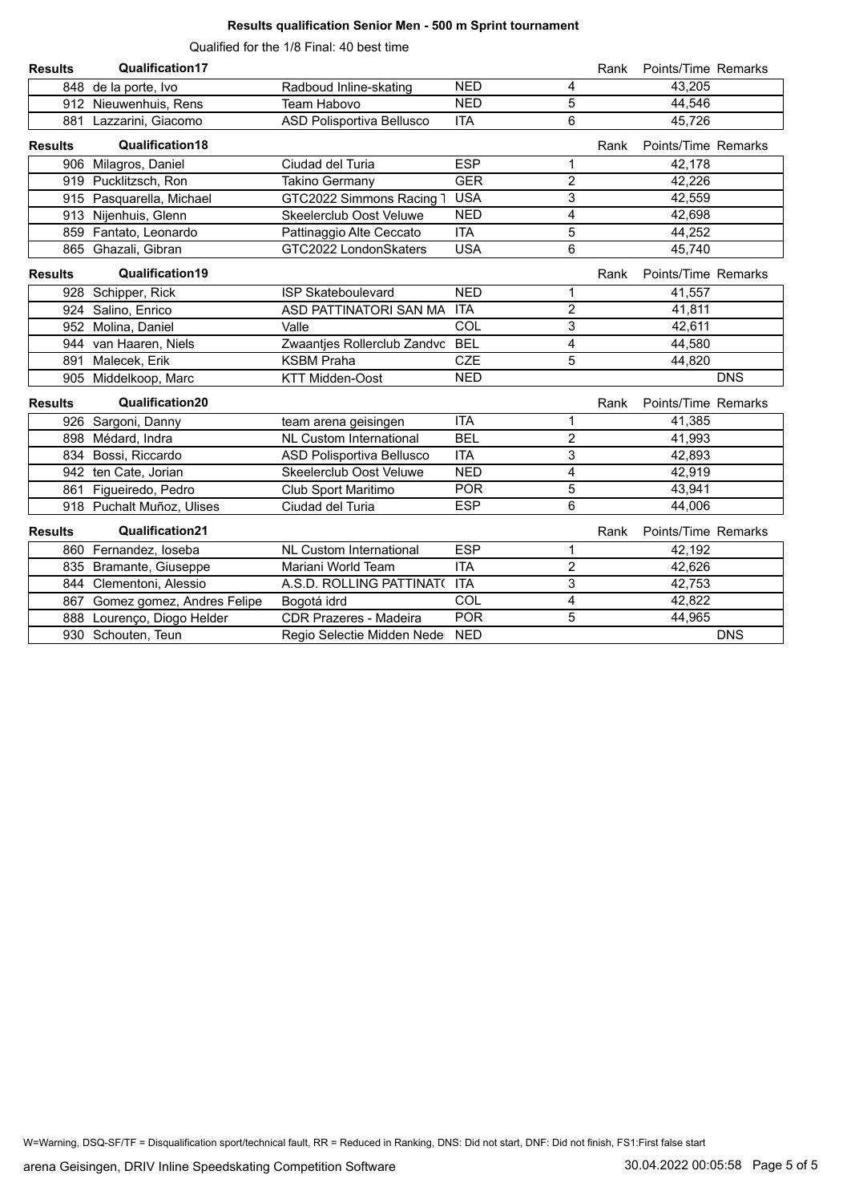**Results qualification Senior Men - 500 m Sprint tournament**

Qualified for the 1/8 Final: 40 best time

**Results — Qualification17**

| | | | | Rank | Points/Time | Remarks |
|---|---|---|---|---|---|---|
| 848 | de la porte, Ivo | Radboud Inline-skating | NED | 4 | 43,205 | |
| 912 | Nieuwenhuis, Rens | Team Habovo | NED | 5 | 44,546 | |
| 881 | Lazzarini, Giacomo | ASD Polisportiva Bellusco | ITA | 6 | 45,726 | |

**Results — Qualification18**

| | | | | Rank | Points/Time | Remarks |
|---|---|---|---|---|---|---|
| 906 | Milagros, Daniel | Ciudad del Turia | ESP | 1 | 42,178 | |
| 919 | Pucklitzsch, Ron | Takino Germany | GER | 2 | 42,226 | |
| 915 | Pasquarella, Michael | GTC2022 Simmons Racing T | USA | 3 | 42,559 | |
| 913 | Nijenhuis, Glenn | Skeelerclub Oost Veluwe | NED | 4 | 42,698 | |
| 859 | Fantato, Leonardo | Pattinaggio Alte Ceccato | ITA | 5 | 44,252 | |
| 865 | Ghazali, Gibran | GTC2022 LondonSkaters | USA | 6 | 45,740 | |

**Results — Qualification19**

| | | | | Rank | Points/Time | Remarks |
|---|---|---|---|---|---|---|
| 928 | Schipper, Rick | ISP Skateboulevard | NED | 1 | 41,557 | |
| 924 | Salino, Enrico | ASD PATTINATORI SAN MA | ITA | 2 | 41,811 | |
| 952 | Molina, Daniel | Valle | COL | 3 | 42,611 | |
| 944 | van Haaren, Niels | Zwaantjes Rollerclub Zandvo | BEL | 4 | 44,580 | |
| 891 | Malecek, Erik | KSBM Praha | CZE | 5 | 44,820 | |
| 905 | Middelkoop, Marc | KTT Midden-Oost | NED | | | DNS |

**Results — Qualification20**

| | | | | Rank | Points/Time | Remarks |
|---|---|---|---|---|---|---|
| 926 | Sargoni, Danny | team arena geisingen | ITA | 1 | 41,385 | |
| 898 | Médard, Indra | NL Custom International | BEL | 2 | 41,993 | |
| 834 | Bossi, Riccardo | ASD Polisportiva Bellusco | ITA | 3 | 42,893 | |
| 942 | ten Cate, Jorian | Skeelerclub Oost Veluwe | NED | 4 | 42,919 | |
| 861 | Figueiredo, Pedro | Club Sport Maritimo | POR | 5 | 43,941 | |
| 918 | Puchalt Muñoz, Ulises | Ciudad del Turia | ESP | 6 | 44,006 | |

**Results — Qualification21**

| | | | | Rank | Points/Time | Remarks |
|---|---|---|---|---|---|---|
| 860 | Fernandez, Ioseba | NL Custom International | ESP | 1 | 42,192 | |
| 835 | Bramante, Giuseppe | Mariani World Team | ITA | 2 | 42,626 | |
| 844 | Clementoni, Alessio | A.S.D. ROLLING PATTINATO | ITA | 3 | 42,753 | |
| 867 | Gomez gomez, Andres Felipe | Bogotá idrd | COL | 4 | 42,822 | |
| 888 | Lourenço, Diogo Helder | CDR Prazeres - Madeira | POR | 5 | 44,965 | |
| 930 | Schouten, Teun | Regio Selectie Midden Nede | NED | | | DNS |

W=Warning, DSQ-SF/TF = Disqualification sport/technical fault, RR = Reduced in Ranking, DNS: Did not start, DNF: Did not finish, FS1:First false start

arena Geisingen, DRIV Inline Speedskating Competition Software — 30.04.2022 00:05:58